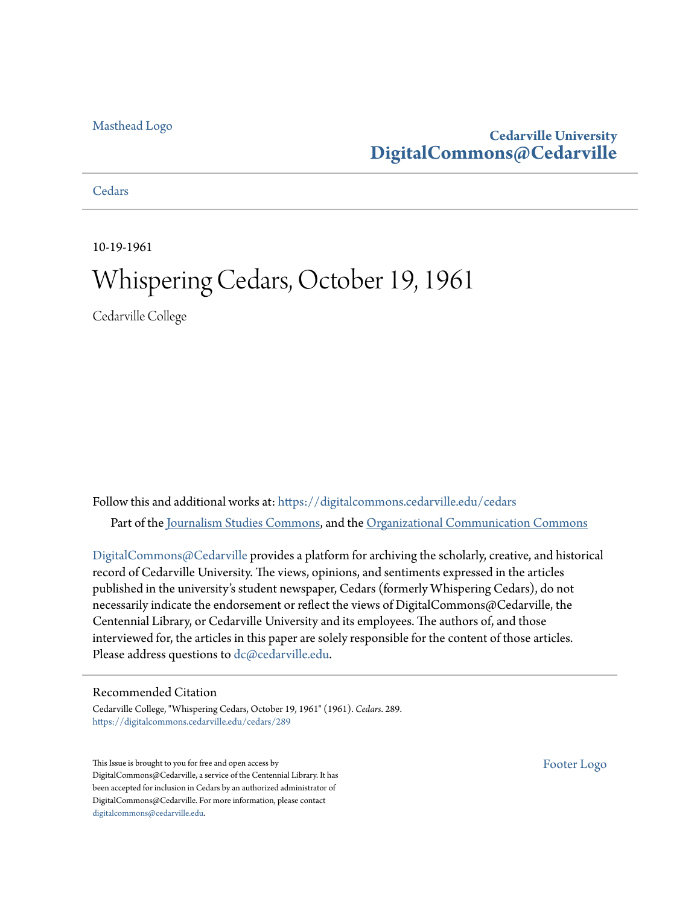Masthead Logo

**Cedarville University**
**DigitalCommons@Cedarville**

Cedars

10-19-1961

# Whispering Cedars, October 19, 1961

Cedarville College

Follow this and additional works at: https://digitalcommons.cedarville.edu/cedars

Part of the Journalism Studies Commons, and the Organizational Communication Commons

DigitalCommons@Cedarville provides a platform for archiving the scholarly, creative, and historical record of Cedarville University. The views, opinions, and sentiments expressed in the articles published in the university's student newspaper, Cedars (formerly Whispering Cedars), do not necessarily indicate the endorsement or reflect the views of DigitalCommons@Cedarville, the Centennial Library, or Cedarville University and its employees. The authors of, and those interviewed for, the articles in this paper are solely responsible for the content of those articles. Please address questions to dc@cedarville.edu.

## Recommended Citation

Cedarville College, "Whispering Cedars, October 19, 1961" (1961). *Cedars*. 289.
https://digitalcommons.cedarville.edu/cedars/289

This Issue is brought to you for free and open access by DigitalCommons@Cedarville, a service of the Centennial Library. It has been accepted for inclusion in Cedars by an authorized administrator of DigitalCommons@Cedarville. For more information, please contact digitalcommons@cedarville.edu.

Footer Logo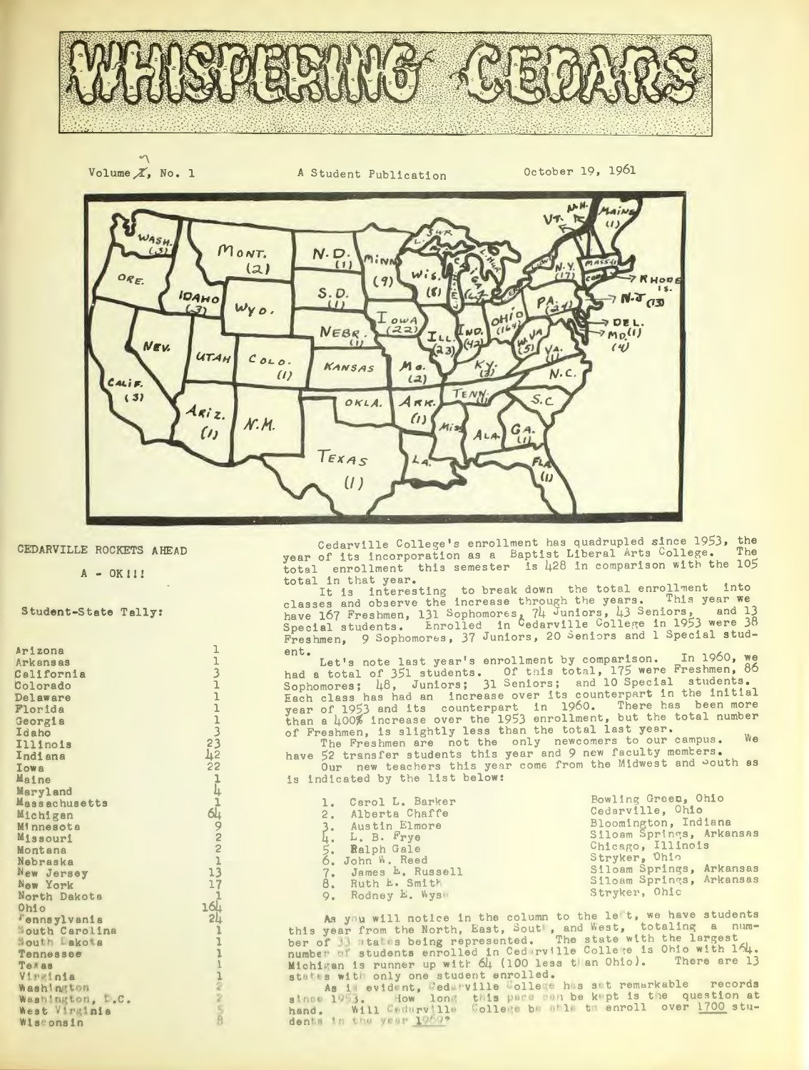# WHISPERING CEDARS

Volume X, No. 1 — A Student Publication — October 19, 1961

## CEDARVILLE ROCKETS AHEAD

A - OK!!!

**Student-State Tally:**

| State | Count |
|---|---|
| Arizona | 1 |
| Arkansas | 1 |
| California | 3 |
| Colorado | 1 |
| Delaware | 1 |
| Florida | 1 |
| Georgia | 1 |
| Idaho | 3 |
| Illinois | 23 |
| Indiana | 42 |
| Iowa | 22 |
| Maine | 1 |
| Maryland | 4 |
| Massachusetts | 1 |
| Michigan | 64 |
| Minnesota | 9 |
| Missouri | 2 |
| Montana | 2 |
| Nebraska | 1 |
| New Jersey | 13 |
| New York | 17 |
| North Dakota | 1 |
| Ohio | 164 |
| Pennsylvania | 24 |
| South Carolina | 1 |
| South Dakota | 1 |
| Tennessee | 1 |
| Texas | 1 |
| Virginia | 1 |
| Washington | 2 |
| Washington, D.C. | 2 |
| West Virginia | 5 |
| Wisconsin | 8 |

Cedarville College's enrollment has quadrupled since 1953, the year of its incorporation as a Baptist Liberal Arts College. The total enrollment this semester is 428 in comparison with the 105 total in that year.

It is interesting to break down the total enrollment into classes and observe the increase through the years. This year we have 167 Freshmen, 131 Sophomores, 74 Juniors, 43 Seniors, and 13 Special students. Enrolled in Cedarville College in 1953 were 38 Freshmen, 9 Sophomores, 37 Juniors, 20 Seniors and 1 Special student.

Let's note last year's enrollment by comparison. In 1960, we had a total of 351 students. Of this total, 175 were Freshmen, 86 Sophomores; 48, Juniors; 31 Seniors; and 10 Special students. Each class has had an increase over its counterpart in the initial year of 1953 and its counterpart in 1960. There has been more than a 400% increase over the 1953 enrollment, but the total number of Freshmen, is slightly less than the total last year.

The Freshmen are not the only newcomers to our campus. We have 52 transfer students this year and 9 new faculty members.

Our new teachers this year come from the Midwest and South as is indicated by the list below:

| | Name | Hometown |
|---|---|---|
| 1. | Carol L. Barker | Bowling Green, Ohio |
| 2. | Alberta Chaffe | Cedarville, Ohio |
| 3. | Austin Elmore | Bloomington, Indiana |
| 4. | L. B. Frye | Siloam Springs, Arkansas |
| 5. | Ralph Gale | Chicago, Illinois |
| 6. | John W. Reed | Stryker, Ohio |
| 7. | James E. Russell | Siloam Springs, Arkansas |
| 8. | Ruth E. Smith | Siloam Springs, Arkansas |
| 9. | Rodney E. Wyse | Stryker, Ohio |

As you will notice in the column to the left, we have students this year from the North, East, South, and West, totaling a number of 33 states being represented. The state with the largest number of students enrolled in Cedarville College is Ohio with 164. Michigan is runner up with 64 (100 less than Ohio). There are 13 states with only one student enrolled.

As is evident, Cedarville College has set remarkable records since 1953. How long this pace can be kept is the question at hand. Will Cedarville College be able to enroll over 1700 students in the year 1969?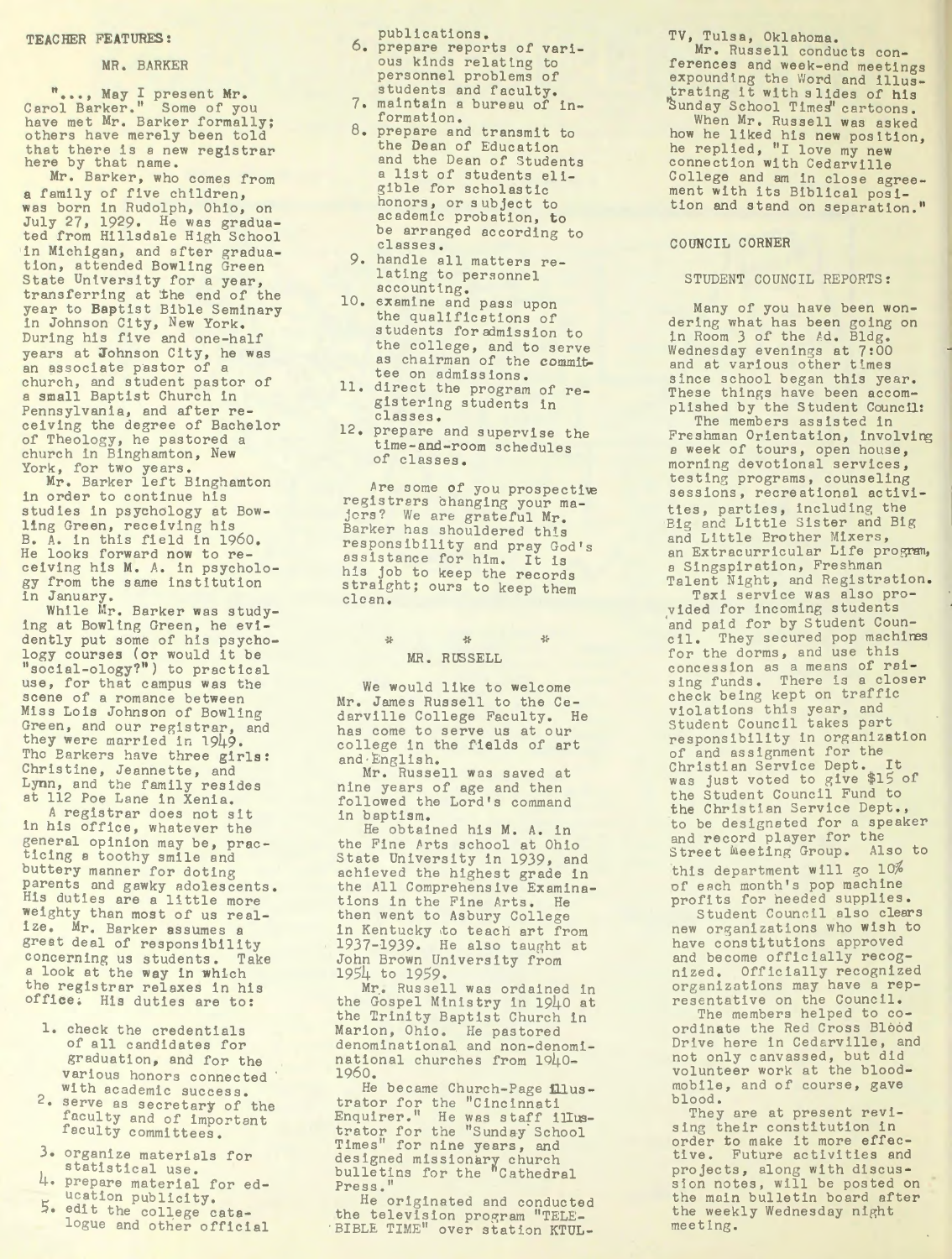## TEACHER FEATURES:

### MR. BARKER

"..., May I present Mr. Carol Barker." Some of you have met Mr. Barker formally; others have merely been told that there is a new registrar here by that name.

Mr. Barker, who comes from a family of five children, was born in Rudolph, Ohio, on July 27, 1929. He was graduated from Hillsdale High School in Michigan, and after graduation, attended Bowling Green State University for a year, transferring at the end of the year to Baptist Bible Seminary in Johnson City, New York. During his five and one-half years at Johnson City, he was an associate pastor of a church, and student pastor of a small Baptist Church in Pennsylvania, and after receiving the degree of Bachelor of Theology, he pastored a church in Binghamton, New York, for two years.

Mr. Barker left Binghamton in order to continue his studies in psychology at Bowling Green, receiving his B. A. in this field in 1960. He looks forward now to receiving his M. A. in psychology from the same institution in January.

While Mr. Barker was studying at Bowling Green, he evidently put some of his psychology courses (or would it be "social-ology?") to practical use, for that campus was the scene of a romance between Miss Lois Johnson of Bowling Green, and our registrar, and they were married in 1949. The Barkers have three girls: Christine, Jeannette, and Lynn, and the family resides at 112 Poe Lane in Xenia.

A registrar does not sit in his office, whatever the general opinion may be, practicing a toothy smile and buttery manner for doting parents and gawky adolescents. His duties are a little more weighty than most of us realize. Mr. Barker assumes a great deal of responsibility concerning us students. Take a look at the way in which the registrar relaxes in his office. His duties are to:

1. check the credentials of all candidates for graduation, and for the various honors connected with academic success.
2. serve as secretary of the faculty and of important faculty committees.
3. organize materials for statistical use.
4. prepare material for education publicity.
5. edit the college catalogue and other official publications.
6. prepare reports of various kinds relating to personnel problems of students and faculty.
7. maintain a bureau of information.
8. prepare and transmit to the Dean of Education and the Dean of Students a list of students eligible for scholastic honors, or subject to academic probation, to be arranged according to classes.
9. handle all matters relating to personnel accounting.
10. examine and pass upon the qualifications of students for admission to the college, and to serve as chairman of the committee on admissions.
11. direct the program of registering students in classes.
12. prepare and supervise the time-and-room schedules of classes.

Are some of you prospective registrars changing your majors? We are grateful Mr. Barker has shouldered this responsibility and pray God's assistance for him. It is his job to keep the records straight; ours to keep them clean.

\* \* \*

### MR. RUSSELL

We would like to welcome Mr. James Russell to the Cedarville College Faculty. He has come to serve us at our college in the fields of art and English.

Mr. Russell was saved at nine years of age and then followed the Lord's command in baptism.

He obtained his M. A. in the Fine Arts school at Ohio State University in 1939, and achieved the highest grade in the All Comprehensive Examinations in the Fine Arts. He then went to Asbury College in Kentucky to teach art from 1937-1939. He also taught at John Brown University from 1954 to 1959.

Mr. Russell was ordained in the Gospel Ministry in 1940 at the Trinity Baptist Church in Marion, Ohio. He pastored denominational and non-denominational churches from 1940-1960.

He became Church-Page illustrator for the "Cincinnati Enquirer." He was staff illustrator for the "Sunday School Times" for nine years, and designed missionary church bulletins for the "Cathedral Press."

He originated and conducted the television program "TELE-BIBLE TIME" over station KTUL-TV, Tulsa, Oklahoma.

Mr. Russell conducts conferences and week-end meetings expounding the Word and illustrating it with slides of his "Sunday School Times" cartoons.

When Mr. Russell was asked how he liked his new position, he replied, "I love my new connection with Cedarville College and am in close agreement with its Biblical position and stand on separation."

## COUNCIL CORNER

### STUDENT COUNCIL REPORTS:

Many of you have been wondering what has been going on in Room 3 of the Ad. Bldg. Wednesday evenings at 7:00 and at various other times since school began this year. These things have been accomplished by the Student Council:

The members assisted in Freshman Orientation, involving a week of tours, open house, morning devotional services, testing programs, counseling sessions, recreational activities, parties, including the Big and Little Sister and Big and Little Brother Mixers, an Extracurricular Life program, a Singspiration, Freshman Talent Night, and Registration.

Taxi service was also provided for incoming students and paid for by Student Council. They secured pop machines for the dorms, and use this concession as a means of raising funds. There is a closer check being kept on traffic violations this year, and Student Council takes part responsibility in organization of and assignment for the Christian Service Dept. It was just voted to give $15 of the Student Council Fund to the Christian Service Dept., to be designated for a speaker and record player for the Street Meeting Group. Also to this department will go 10% of each month's pop machine profits for needed supplies.

Student Council also clears new organizations who wish to have constitutions approved and become officially recognized. Officially recognized organizations may have a representative on the Council.

The members helped to coordinate the Red Cross Blood Drive here in Cedarville, and not only canvassed, but did volunteer work at the bloodmobile, and of course, gave blood.

They are at present revising their constitution in order to make it more effective. Future activities and projects, along with discussion notes, will be posted on the main bulletin board after the weekly Wednesday night meeting.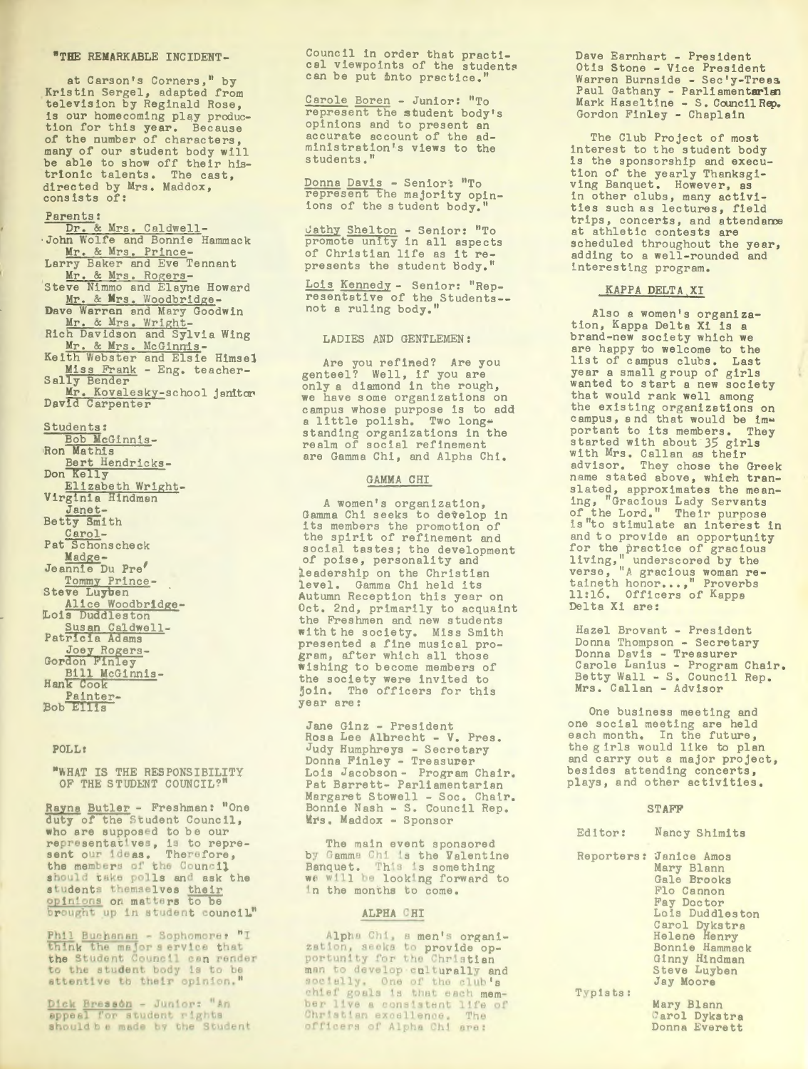"THE REMARKABLE INCIDENT-

at Carson's Corners," by Kristin Sergel, adapted from television by Reginald Rose, is our homecoming play production for this year. Because of the number of characters, many of our student body will be able to show off their histrionic talents. The cast, directed by Mrs. Maddox, consists of:

Parents:

Dr. & Mrs. Caldwell-
John Wolfe and Bonnie Hammack
Mr. & Mrs. Prince-
Larry Baker and Eve Tennant
Mr. & Mrs. Rogers-
Steve Nimmo and Elayne Howard
Mr. & Mrs. Woodbridge-
Dave Warren and Mary Goodwin
Mr. & Mrs. Wright-
Rich Davidson and Sylvia Wing
Mr. & Mrs. McGinnis-
Keith Webster and Elsie Himsel
Miss Frank - Eng. teacher-
Sally Bender
Mr. Kovalesky-school janitor
David Carpenter

Students:

Bob McGinnis-
Ron Mathis
Bert Hendricks-
Don Kelly
Elizabeth Wright-
Virginia Hindman
Janet-
Betty Smith
Carol-
Pat Schonscheck
Madge-
Jeannie Du Pre'
Tommy Prince-
Steve Luyben
Alice Woodbridge-
Lois Duddleston
Susan Caldwell-
Patricia Adams
Joey Rogers-
Gordon Finley
Bill McGinnis-
Hank Cook
Painter-
Bob Ellis

POLL:

"WHAT IS THE RESPONSIBILITY OF THE STUDENT COUNCIL?"

Rayna Butler - Freshman: "One duty of the Student Council, who are supposed to be our representatives, is to represent our ideas. Therefore, the members of the Council should take polls and ask the students themselves their opinions on matters to be brought up in student council."

Phil Buchanan - Sophomore: "I think the major service that the Student Council can render to the student body is to be attentive to their opinion."

Dick Bressön - Junior: "An appeal for student rights should be made by the Student Council in order that practical viewpoints of the students can be put into practice."

Carole Boren - Junior: "To represent the student body's opinions and to present an accurate account of the administration's views to the students."

Donna Davis - Senior: "To represent the majority opinions of the student body."

Cathy Shelton - Senior: "To promote unity in all aspects of Christian life as it represents the student body."

Lois Kennedy - Senior: "Representative of the Students--not a ruling body."

LADIES AND GENTLEMEN:

Are you refined? Are you genteel? Well, if you are only a diamond in the rough, we have some organizations on campus whose purpose is to add a little polish. Two long-standing organizations in the realm of social refinement are Gamma Chi, and Alpha Chi.

## GAMMA CHI

A women's organization, Gamma Chi seeks to develop in its members the promotion of the spirit of refinement and social tastes; the development of poise, personality and leadership on the Christian level. Gamma Chi held its Autumn Reception this year on Oct. 2nd, primarily to acquaint the Freshmen and new students with the society. Miss Smith presented a fine musical program, after which all those wishing to become members of the society were invited to join. The officers for this year are:

Jane Ginz - President
Rosa Lee Albrecht - V. Pres.
Judy Humphreys - Secretary
Donna Finley - Treasurer
Lois Jacobson - Program Chair.
Pat Barrett - Parliamentarian
Margaret Stowell - Soc. Chair.
Bonnie Nash - S. Council Rep.
Mrs. Maddox - Sponsor

The main event sponsored by Gamma Chi is the Valentine Banquet. This is something we will be looking forward to in the months to come.

## ALPHA CHI

Alpha Chi, a men's organization, seeks to provide opportunity for the Christian man to develop culturally and socially. One of the club's chief goals is that each member live a consistent life of Christian excellence. The officers of Alpha Chi are:

Dave Earnhart - President
Otis Stone - Vice President
Warren Burnside - Sec'y-Treas.
Paul Gathany - Parliamentarian
Mark Haseltine - S. Council Rep.
Gordon Finley - Chaplain

The Club Project of most interest to the student body is the sponsorship and execution of the yearly Thanksgiving Banquet. However, as in other clubs, many activities such as lectures, field trips, concerts, and attendance at athletic contests are scheduled throughout the year, adding to a well-rounded and interesting program.

## KAPPA DELTA XI

Also a women's organization, Kappa Delta Xi is a brand-new society which we are happy to welcome to the list of campus clubs. Last year a small group of girls wanted to start a new society that would rank well among the existing organizations on campus, and that would be important to its members. They started with about 35 girls with Mrs. Callan as their advisor. They chose the Greek name stated above, which translated, approximates the meaning, "Gracious Lady Servants of the Lord." Their purpose is "to stimulate an interest in and to provide an opportunity for the practice of gracious living," underscored by the verse, "A gracious woman retaineth honor...," Proverbs 11:16. Officers of Kappa Delta Xi are:

Hazel Brovant - President
Donna Thompson - Secretary
Donna Davis - Treasurer
Carole Lanius - Program Chair.
Betty Wall - S. Council Rep.
Mrs. Callan - Advisor

One business meeting and one social meeting are held each month. In the future, the girls would like to plan and carry out a major project, besides attending concerts, plays, and other activities.

## STAFF

Editor: Nancy Shimits

Reporters: Janice Amos, Mary Blann, Gale Brooks, Flo Cannon, Fay Doctor, Lois Duddleston, Carol Dykstra, Helene Henry, Bonnie Hammack, Ginny Hindman, Steve Luyben, Jay Moore

Typists: Mary Blann, Carol Dykstra, Donna Everett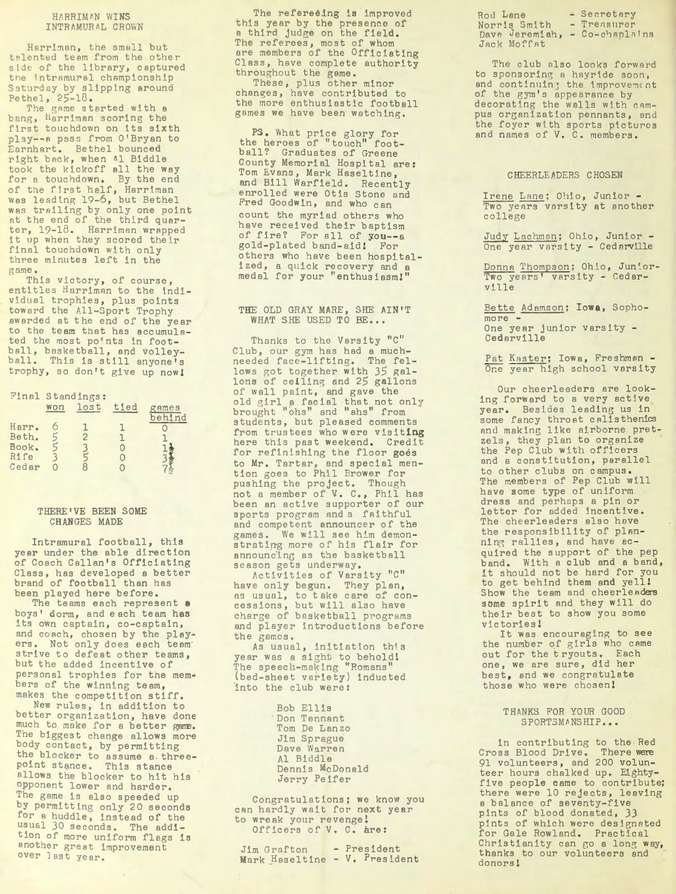## HARRIMAN WINS INTRAMURAL CROWN

Harriman, the small but talented team from the other side of the library, captured the intramural championship Saturday by slipping around Bethel, 25-18.

The game started with a bang, Harriman scoring the first touchdown on its sixth play--a pass from O'Bryan to Earnhart. Bethel bounced right back, when Al Biddle took the kickoff all the way for a touchdown. By the end of the first half, Harriman was leading 19-6, but Bethel was trailing by only one point at the end of the third quarter, 19-18. Harriman wrapped it up when they scored their final touchdown with only three minutes left in the game.

This victory, of course, entitles Harriman to the individual trophies, plus points toward the All-Sport Trophy awarded at the end of the year to the team that has accumulated the most points in football, basketball, and volleyball. This is still anyone's trophy, so don't give up now!

Final Standings:

| | won | lost | tied | games behind |
|---|---|---|---|---|
| Harr. | 6 | 1 | 1 | 0 |
| Beth. | 5 | 2 | 1 | 1 |
| Book. | 5 | 3 | 0 | 1½ |
| Rife | 3 | 5 | 0 | 3½ |
| Cedar | 0 | 8 | 0 | 7½ |

## THERE'VE BEEN SOME CHANGES MADE

Intramural football, this year under the able direction of Coach Callan's Officiating Class, has developed a better brand of football than has been played here before.

The teams each represent a boys' dorm, and each team has its own captain, co-captain, and coach, chosen by the players. Not only does each team strive to defeat other teams, but the added incentive of personal trophies for the members of the winning team, makes the competition stiff.

New rules, in addition to better organization, have done much to make for a better game. The biggest change allows more body contact, by permitting the blocker to assume a three-point stance. This stance allows the blocker to hit his opponent lower and harder. The game is also speeded up by permitting only 20 seconds for a huddle, instead of the usual 30 seconds. The addition of more uniform flags is another great improvement over last year.

The refereeing is improved this year by the presence of a third judge on the field. The referees, most of whom are members of the Officiating Class, have complete authority throughout the game.

These, plus other minor changes, have contributed to the more enthusiastic football games we have been watching.

PS. What price glory for the heroes of "touch" football? Graduates of Greene County Memorial Hospital are: Tom Evans, Mark Haseltine, and Bill Warfield. Recently enrolled were Otis Stone and Fred Goodwin, and who can count the myriad others who have received their baptism of fire? For all of you--a gold-plated band-aid! For others who have been hospitalized, a quick recovery and a medal for your "enthusiasm!"

## THE OLD GRAY MARE, SHE AIN'T WHAT SHE USED TO BE...

Thanks to the Varsity "C" Club, our gym has had a much-needed face-lifting. The fellows got together with 35 gallons of ceiling and 25 gallons of wall paint, and gave the old girl a facial that not only brought "ohs" and "ahs" from students, but pleased comments from trustees who were visiting here this past weekend. Credit for refinishing the floor goes to Mr. Tartar, and special mention goes to Phil Brower for pushing the project. Though not a member of V. C., Phil has been an active supporter of our sports program and a faithful and competent announcer of the games. We will see him demonstrating more of his flair for announcing as the basketball season gets underway.

Activities of Varsity "C" have only begun. They plan, as usual, to take care of concessions, but will also have charge of basketball programs and player introductions before the games.

As usual, initiation this year was a sight to behold! The speech-making "Romans" (bed-sheet variety) inducted into the club were:

Bob Ellis
Don Tennant
Tom De Lanzo
Jim Sprague
Dave Warren
Al Biddle
Dennis McDonald
Jerry Peifer

Congratulations; we know you can hardly wait for next year to wreak your revenge!

Officers of V. C. are:

Jim Grafton - President
Mark Haseltine - V. President
Rod Lane - Secretary
Norris Smith - Treasurer
Dave Jeremiah, Jack Moffat - Co-chaplains

The club also looks forward to sponsoring a hayride soon, and continuing the improvement of the gym's appearance by decorating the walls with campus organization pennants, and the foyer with sports pictures and names of V. C. members.

## CHEERLEADERS CHOSEN

Irene Lane; Ohio, Junior - Two years varsity at another college

Judy Lachman; Ohio, Junior - One year varsity - Cedarville

Donna Thompson; Ohio, Junior- Two years' varsity - Cedarville

Bette Adamson; Iowa, Sophomore - One year junior varsity - Cedarville

Pat Kaster; Iowa, Freshman - One year high school varsity

Our cheerleaders are looking forward to a very active year. Besides leading us in some fancy throat calisthenics and making like airborne pretzels, they plan to organize the Pep Club with officers and a constitution, parallel to other clubs on campus. The members of Pep Club will have some type of uniform dress and perhaps a pin or letter for added incentive. The cheerleaders also have the responsibility of planning rallies, and have acquired the support of the pep band. With a club and a band, it should not be hard for you to get behind them and yell! Show the team and cheerleaders some spirit and they will do their best to show you some victories!

It was encouraging to see the number of girls who came out for the tryouts. Each one, we are sure, did her best, and we congratulate those who were chosen!

## THANKS FOR YOUR GOOD SPORTSMANSHIP...

in contributing to the Red Cross Blood Drive. There were 91 volunteers, and 200 volunteer hours chalked up. Eighty-five people came to contribute; there were 10 rejects, leaving a balance of seventy-five pints of blood donated, 33 pints of which were designated for Gale Rowland. Practical Christianity can go a long way, thanks to our volunteers and donors!